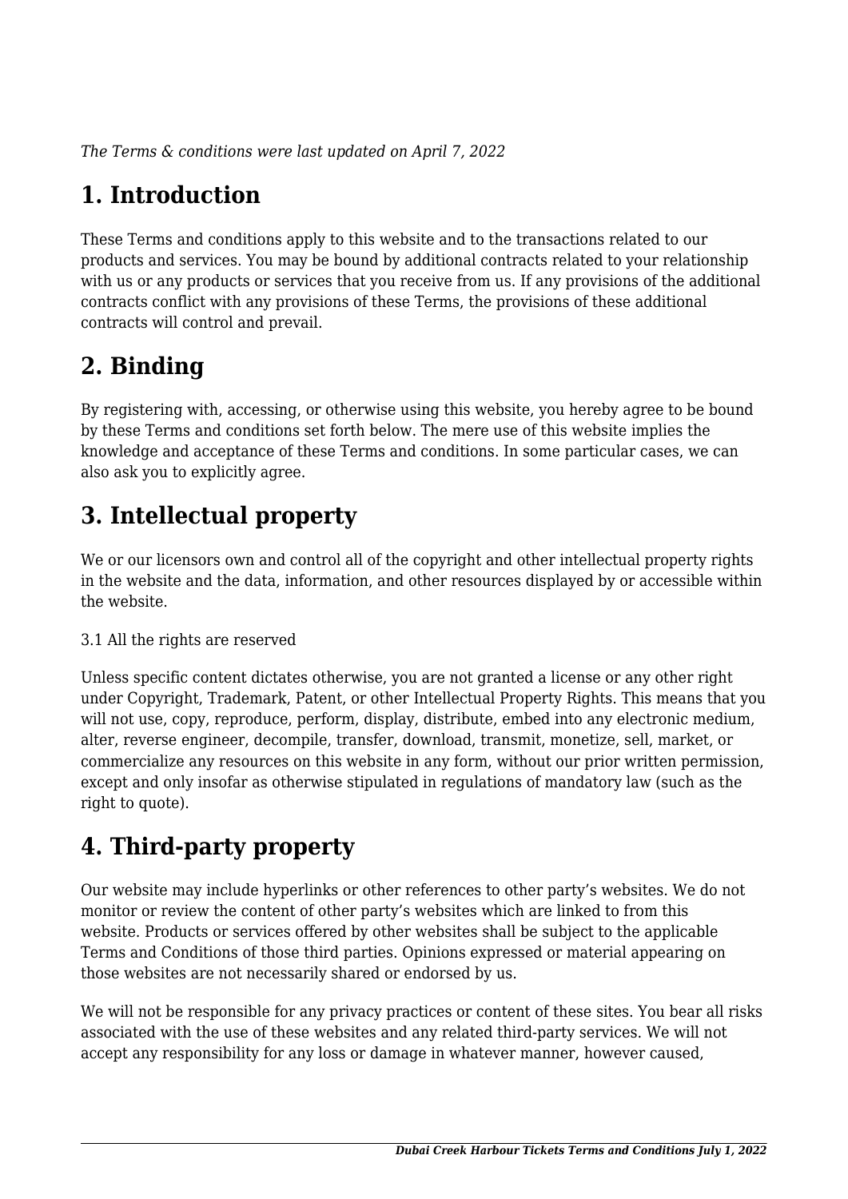*The Terms & conditions were last updated on April 7, 2022*

# 1. Introduction

These Terms and conditions apply to this website and to the transactions related to our products and services. You may be bound by additional contracts related to your relationship with us or any products or services that you receive from us. If any provisions of the additional contracts conflict with any provisions of these Terms, the provisions of these additional contracts will control and prevail.

# 2. Binding

By registering with, accessing, or otherwise using this website, you hereby agree to be bound by these Terms and conditions set forth below. The mere use of this website implies the knowledge and acceptance of these Terms and conditions. In some particular cases, we can also ask you to explicitly agree.

# 3. Intellectual property

We or our licensors own and control all of the copyright and other intellectual property rights in the website and the data, information, and other resources displayed by or accessible within the website.

3.1 All the rights are reserved

Unless specific content dictates otherwise, you are not granted a license or any other right under Copyright, Trademark, Patent, or other Intellectual Property Rights. This means that you will not use, copy, reproduce, perform, display, distribute, embed into any electronic medium, alter, reverse engineer, decompile, transfer, download, transmit, monetize, sell, market, or commercialize any resources on this website in any form, without our prior written permission, except and only insofar as otherwise stipulated in regulations of mandatory law (such as the right to quote).

# 4. Third-party property

Our website may include hyperlinks or other references to other party's websites. We do not monitor or review the content of other party's websites which are linked to from this website. Products or services offered by other websites shall be subject to the applicable Terms and Conditions of those third parties. Opinions expressed or material appearing on those websites are not necessarily shared or endorsed by us.

We will not be responsible for any privacy practices or content of these sites. You bear all risks associated with the use of these websites and any related third-party services. We will not accept any responsibility for any loss or damage in whatever manner, however caused,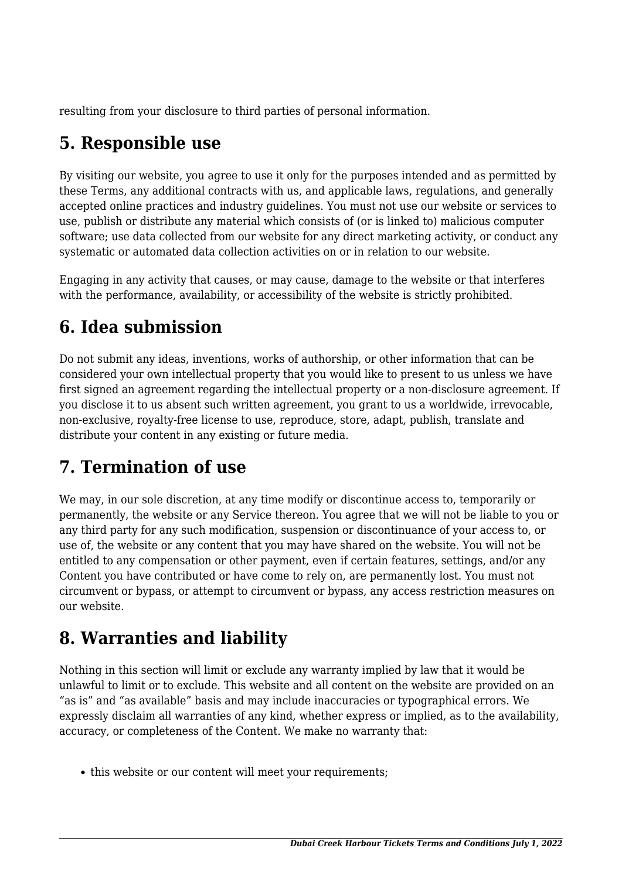resulting from your disclosure to third parties of personal information.

## 5. Responsible use

By visiting our website, you agree to use it only for the purposes intended and as permitted by these Terms, any additional contracts with us, and applicable laws, regulations, and generally accepted online practices and industry guidelines. You must not use our website or services to use, publish or distribute any material which consists of (or is linked to) malicious computer software; use data collected from our website for any direct marketing activity, or conduct any systematic or automated data collection activities on or in relation to our website.

Engaging in any activity that causes, or may cause, damage to the website or that interferes with the performance, availability, or accessibility of the website is strictly prohibited.

## 6. Idea submission

Do not submit any ideas, inventions, works of authorship, or other information that can be considered your own intellectual property that you would like to present to us unless we have first signed an agreement regarding the intellectual property or a non-disclosure agreement. If you disclose it to us absent such written agreement, you grant to us a worldwide, irrevocable, non-exclusive, royalty-free license to use, reproduce, store, adapt, publish, translate and distribute your content in any existing or future media.

## 7. Termination of use

We may, in our sole discretion, at any time modify or discontinue access to, temporarily or permanently, the website or any Service thereon. You agree that we will not be liable to you or any third party for any such modification, suspension or discontinuance of your access to, or use of, the website or any content that you may have shared on the website. You will not be entitled to any compensation or other payment, even if certain features, settings, and/or any Content you have contributed or have come to rely on, are permanently lost. You must not circumvent or bypass, or attempt to circumvent or bypass, any access restriction measures on our website.

## 8. Warranties and liability

Nothing in this section will limit or exclude any warranty implied by law that it would be unlawful to limit or to exclude. This website and all content on the website are provided on an "as is" and "as available" basis and may include inaccuracies or typographical errors. We expressly disclaim all warranties of any kind, whether express or implied, as to the availability, accuracy, or completeness of the Content. We make no warranty that:

- this website or our content will meet your requirements;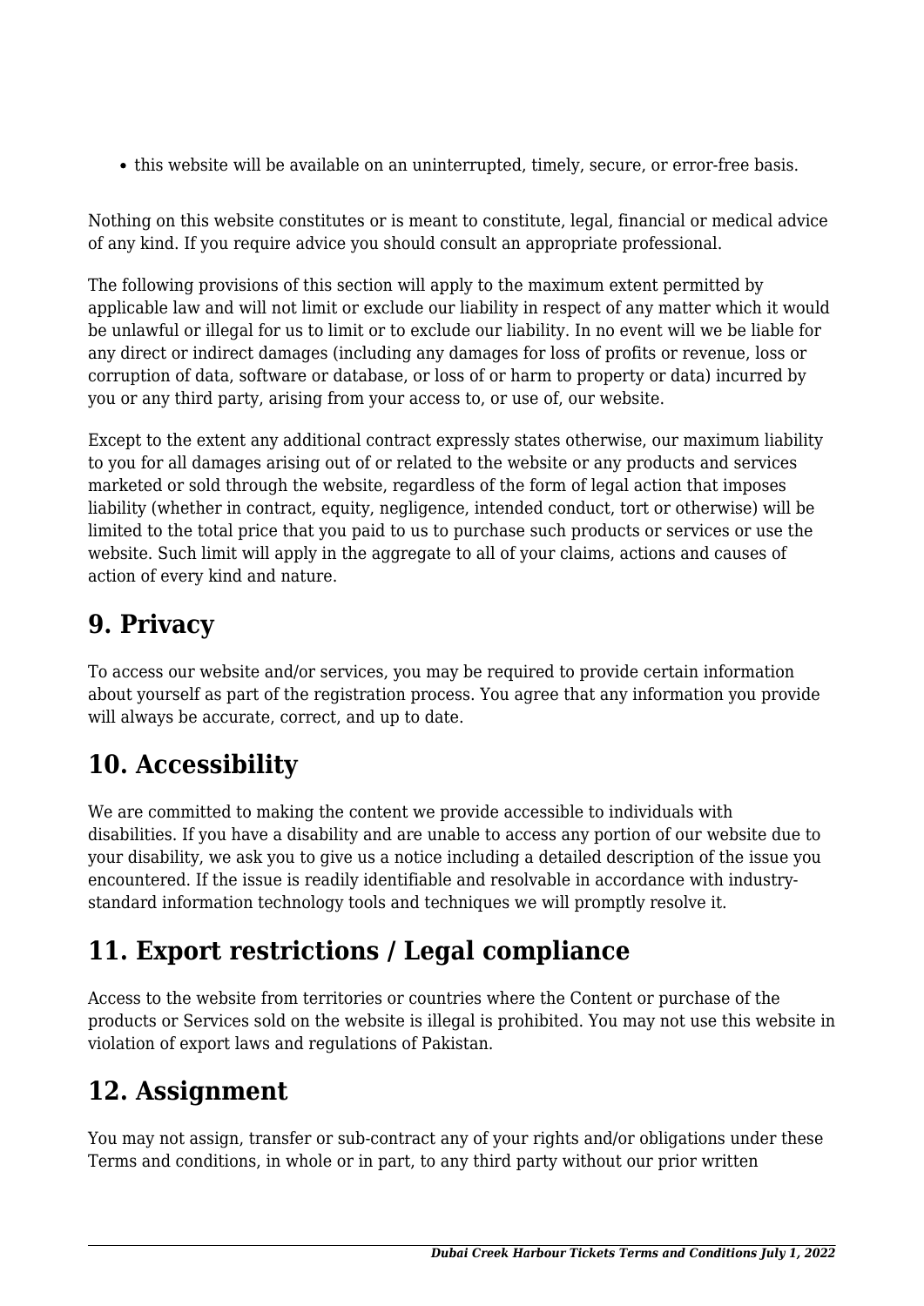- this website will be available on an uninterrupted, timely, secure, or error-free basis.

Nothing on this website constitutes or is meant to constitute, legal, financial or medical advice of any kind. If you require advice you should consult an appropriate professional.

The following provisions of this section will apply to the maximum extent permitted by applicable law and will not limit or exclude our liability in respect of any matter which it would be unlawful or illegal for us to limit or to exclude our liability. In no event will we be liable for any direct or indirect damages (including any damages for loss of profits or revenue, loss or corruption of data, software or database, or loss of or harm to property or data) incurred by you or any third party, arising from your access to, or use of, our website.

Except to the extent any additional contract expressly states otherwise, our maximum liability to you for all damages arising out of or related to the website or any products and services marketed or sold through the website, regardless of the form of legal action that imposes liability (whether in contract, equity, negligence, intended conduct, tort or otherwise) will be limited to the total price that you paid to us to purchase such products or services or use the website. Such limit will apply in the aggregate to all of your claims, actions and causes of action of every kind and nature.

## 9. Privacy

To access our website and/or services, you may be required to provide certain information about yourself as part of the registration process. You agree that any information you provide will always be accurate, correct, and up to date.

## 10. Accessibility

We are committed to making the content we provide accessible to individuals with disabilities. If you have a disability and are unable to access any portion of our website due to your disability, we ask you to give us a notice including a detailed description of the issue you encountered. If the issue is readily identifiable and resolvable in accordance with industry-standard information technology tools and techniques we will promptly resolve it.

## 11. Export restrictions / Legal compliance

Access to the website from territories or countries where the Content or purchase of the products or Services sold on the website is illegal is prohibited. You may not use this website in violation of export laws and regulations of Pakistan.

## 12. Assignment

You may not assign, transfer or sub-contract any of your rights and/or obligations under these Terms and conditions, in whole or in part, to any third party without our prior written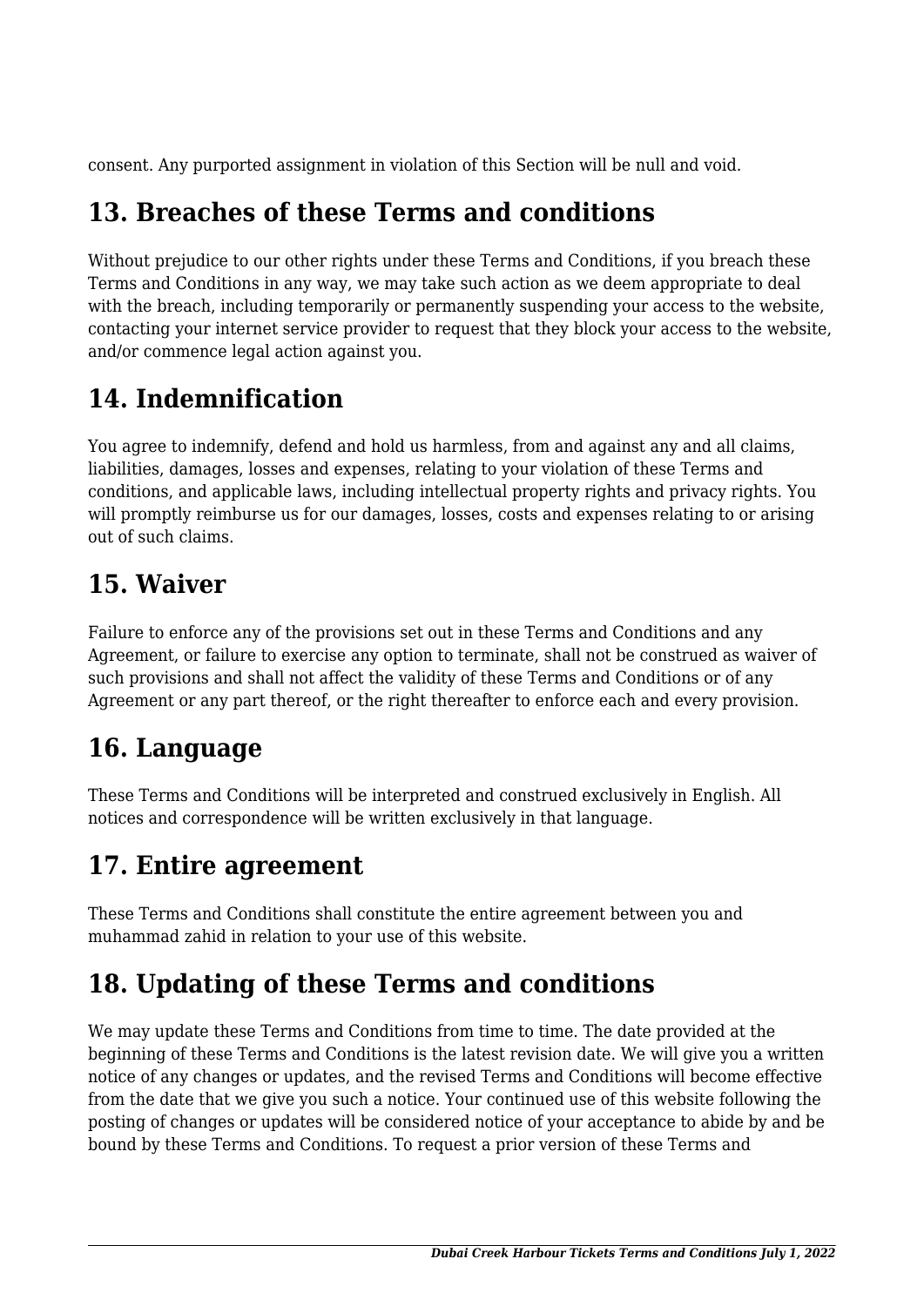consent. Any purported assignment in violation of this Section will be null and void.

## 13. Breaches of these Terms and conditions

Without prejudice to our other rights under these Terms and Conditions, if you breach these Terms and Conditions in any way, we may take such action as we deem appropriate to deal with the breach, including temporarily or permanently suspending your access to the website, contacting your internet service provider to request that they block your access to the website, and/or commence legal action against you.

## 14. Indemnification

You agree to indemnify, defend and hold us harmless, from and against any and all claims, liabilities, damages, losses and expenses, relating to your violation of these Terms and conditions, and applicable laws, including intellectual property rights and privacy rights. You will promptly reimburse us for our damages, losses, costs and expenses relating to or arising out of such claims.

## 15. Waiver

Failure to enforce any of the provisions set out in these Terms and Conditions and any Agreement, or failure to exercise any option to terminate, shall not be construed as waiver of such provisions and shall not affect the validity of these Terms and Conditions or of any Agreement or any part thereof, or the right thereafter to enforce each and every provision.

## 16. Language

These Terms and Conditions will be interpreted and construed exclusively in English. All notices and correspondence will be written exclusively in that language.

## 17. Entire agreement

These Terms and Conditions shall constitute the entire agreement between you and muhammad zahid in relation to your use of this website.

## 18. Updating of these Terms and conditions

We may update these Terms and Conditions from time to time. The date provided at the beginning of these Terms and Conditions is the latest revision date. We will give you a written notice of any changes or updates, and the revised Terms and Conditions will become effective from the date that we give you such a notice. Your continued use of this website following the posting of changes or updates will be considered notice of your acceptance to abide by and be bound by these Terms and Conditions. To request a prior version of these Terms and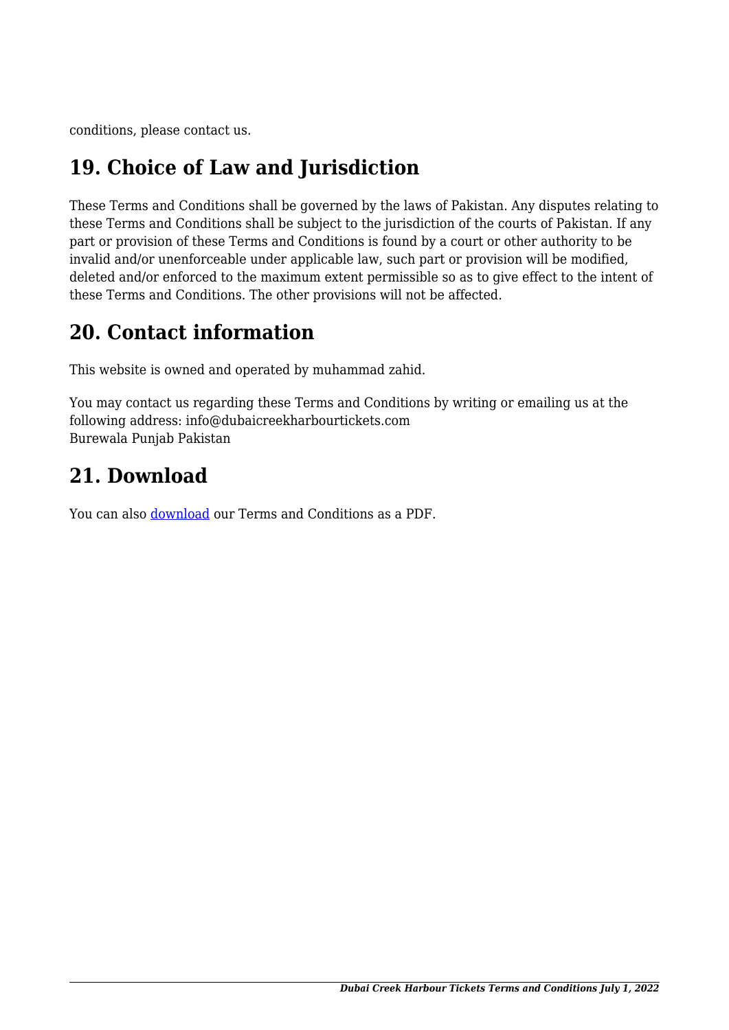conditions, please contact us.

## 19. Choice of Law and Jurisdiction

These Terms and Conditions shall be governed by the laws of Pakistan. Any disputes relating to these Terms and Conditions shall be subject to the jurisdiction of the courts of Pakistan. If any part or provision of these Terms and Conditions is found by a court or other authority to be invalid and/or unenforceable under applicable law, such part or provision will be modified, deleted and/or enforced to the maximum extent permissible so as to give effect to the intent of these Terms and Conditions. The other provisions will not be affected.

## 20. Contact information

This website is owned and operated by muhammad zahid.

You may contact us regarding these Terms and Conditions by writing or emailing us at the following address: info@dubaicreekharbourtickets.com
Burewala Punjab Pakistan

## 21. Download

You can also download our Terms and Conditions as a PDF.